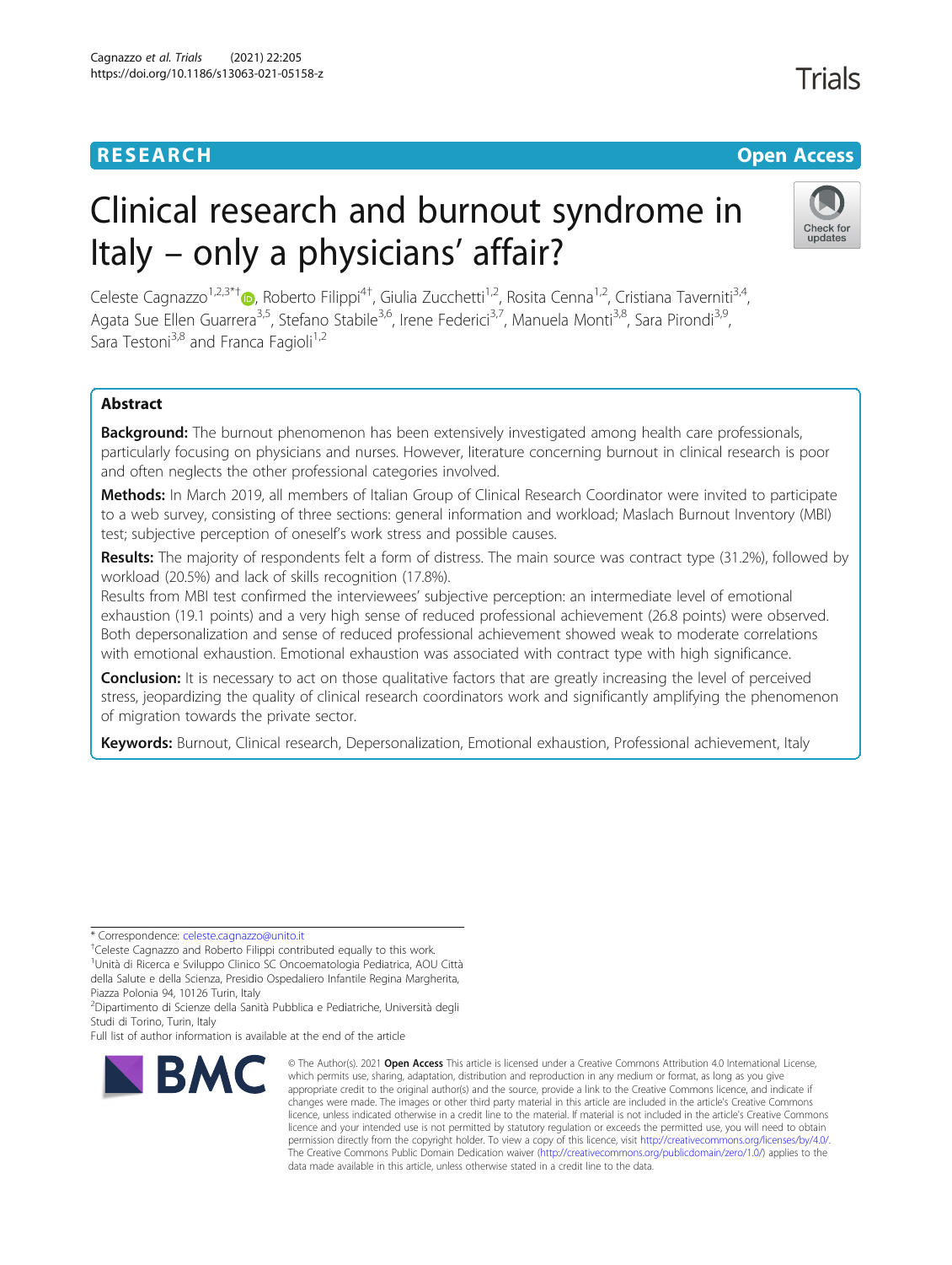RESEARCH

Open Access

# Clinical research and burnout syndrome in Italy – only a physicians' affair?

Celeste Cagnazzo[1,2,3*†], Roberto Filippi[4†], Giulia Zucchetti[1,2], Rosita Cenna[1,2], Cristiana Taverniti[3,4], Agata Sue Ellen Guarrera[3,5], Stefano Stabile[3,6], Irene Federici[3,7], Manuela Monti[3,8], Sara Pirondi[3,9], Sara Testoni[3,8] and Franca Fagioli[1,2]

## Abstract

**Background:** The burnout phenomenon has been extensively investigated among health care professionals, particularly focusing on physicians and nurses. However, literature concerning burnout in clinical research is poor and often neglects the other professional categories involved.

**Methods:** In March 2019, all members of Italian Group of Clinical Research Coordinator were invited to participate to a web survey, consisting of three sections: general information and workload; Maslach Burnout Inventory (MBI) test; subjective perception of oneself's work stress and possible causes.

**Results:** The majority of respondents felt a form of distress. The main source was contract type (31.2%), followed by workload (20.5%) and lack of skills recognition (17.8%).

Results from MBI test confirmed the interviewees' subjective perception: an intermediate level of emotional exhaustion (19.1 points) and a very high sense of reduced professional achievement (26.8 points) were observed. Both depersonalization and sense of reduced professional achievement showed weak to moderate correlations with emotional exhaustion. Emotional exhaustion was associated with contract type with high significance.

**Conclusion:** It is necessary to act on those qualitative factors that are greatly increasing the level of perceived stress, jeopardizing the quality of clinical research coordinators work and significantly amplifying the phenomenon of migration towards the private sector.

**Keywords:** Burnout, Clinical research, Depersonalization, Emotional exhaustion, Professional achievement, Italy

\* Correspondence: celeste.cagnazzo@unito.it

†Celeste Cagnazzo and Roberto Filippi contributed equally to this work.

[1]Unità di Ricerca e Sviluppo Clinico SC Oncoematologia Pediatrica, AOU Città della Salute e della Scienza, Presidio Ospedaliero Infantile Regina Margherita, Piazza Polonia 94, 10126 Turin, Italy

[2]Dipartimento di Scienze della Sanità Pubblica e Pediatriche, Università degli Studi di Torino, Turin, Italy

Full list of author information is available at the end of the article

© The Author(s). 2021 **Open Access** This article is licensed under a Creative Commons Attribution 4.0 International License, which permits use, sharing, adaptation, distribution and reproduction in any medium or format, as long as you give appropriate credit to the original author(s) and the source, provide a link to the Creative Commons licence, and indicate if changes were made. The images or other third party material in this article are included in the article's Creative Commons licence, unless indicated otherwise in a credit line to the material. If material is not included in the article's Creative Commons licence and your intended use is not permitted by statutory regulation or exceeds the permitted use, you will need to obtain permission directly from the copyright holder. To view a copy of this licence, visit http://creativecommons.org/licenses/by/4.0/. The Creative Commons Public Domain Dedication waiver (http://creativecommons.org/publicdomain/zero/1.0/) applies to the data made available in this article, unless otherwise stated in a credit line to the data.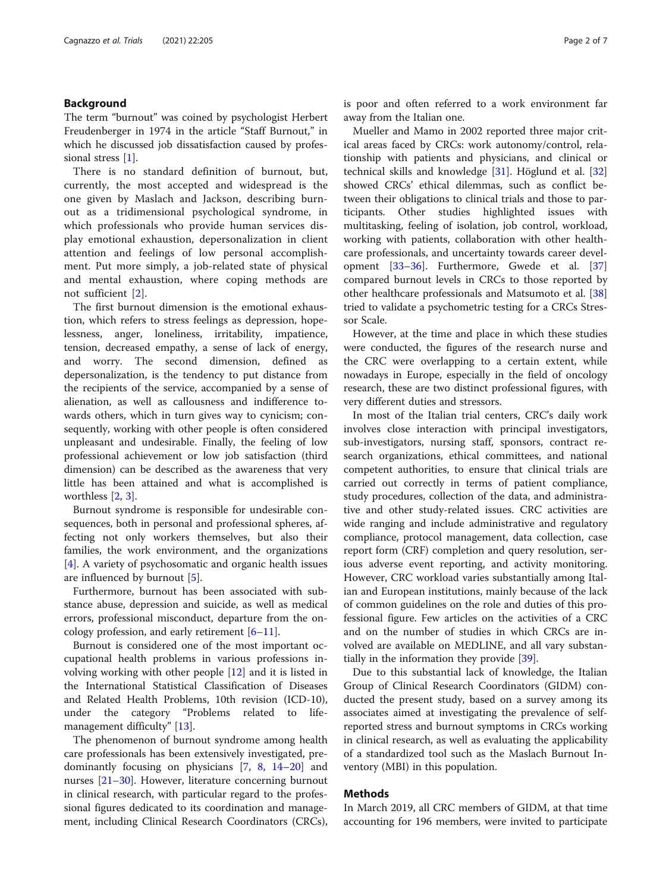## Background

The term "burnout" was coined by psychologist Herbert Freudenberger in 1974 in the article "Staff Burnout," in which he discussed job dissatisfaction caused by professional stress [1].

There is no standard definition of burnout, but, currently, the most accepted and widespread is the one given by Maslach and Jackson, describing burnout as a tridimensional psychological syndrome, in which professionals who provide human services display emotional exhaustion, depersonalization in client attention and feelings of low personal accomplishment. Put more simply, a job-related state of physical and mental exhaustion, where coping methods are not sufficient [2].

The first burnout dimension is the emotional exhaustion, which refers to stress feelings as depression, hopelessness, anger, loneliness, irritability, impatience, tension, decreased empathy, a sense of lack of energy, and worry. The second dimension, defined as depersonalization, is the tendency to put distance from the recipients of the service, accompanied by a sense of alienation, as well as callousness and indifference towards others, which in turn gives way to cynicism; consequently, working with other people is often considered unpleasant and undesirable. Finally, the feeling of low professional achievement or low job satisfaction (third dimension) can be described as the awareness that very little has been attained and what is accomplished is worthless [2, 3].

Burnout syndrome is responsible for undesirable consequences, both in personal and professional spheres, affecting not only workers themselves, but also their families, the work environment, and the organizations [4]. A variety of psychosomatic and organic health issues are influenced by burnout [5].

Furthermore, burnout has been associated with substance abuse, depression and suicide, as well as medical errors, professional misconduct, departure from the oncology profession, and early retirement [6–11].

Burnout is considered one of the most important occupational health problems in various professions involving working with other people [12] and it is listed in the International Statistical Classification of Diseases and Related Health Problems, 10th revision (ICD-10), under the category "Problems related to life-management difficulty" [13].

The phenomenon of burnout syndrome among health care professionals has been extensively investigated, predominantly focusing on physicians [7, 8, 14–20] and nurses [21–30]. However, literature concerning burnout in clinical research, with particular regard to the professional figures dedicated to its coordination and management, including Clinical Research Coordinators (CRCs), is poor and often referred to a work environment far away from the Italian one.

Mueller and Mamo in 2002 reported three major critical areas faced by CRCs: work autonomy/control, relationship with patients and physicians, and clinical or technical skills and knowledge [31]. Höglund et al. [32] showed CRCs' ethical dilemmas, such as conflict between their obligations to clinical trials and those to participants. Other studies highlighted issues with multitasking, feeling of isolation, job control, workload, working with patients, collaboration with other healthcare professionals, and uncertainty towards career development [33–36]. Furthermore, Gwede et al. [37] compared burnout levels in CRCs to those reported by other healthcare professionals and Matsumoto et al. [38] tried to validate a psychometric testing for a CRCs Stressor Scale.

However, at the time and place in which these studies were conducted, the figures of the research nurse and the CRC were overlapping to a certain extent, while nowadays in Europe, especially in the field of oncology research, these are two distinct professional figures, with very different duties and stressors.

In most of the Italian trial centers, CRC's daily work involves close interaction with principal investigators, sub-investigators, nursing staff, sponsors, contract research organizations, ethical committees, and national competent authorities, to ensure that clinical trials are carried out correctly in terms of patient compliance, study procedures, collection of the data, and administrative and other study-related issues. CRC activities are wide ranging and include administrative and regulatory compliance, protocol management, data collection, case report form (CRF) completion and query resolution, serious adverse event reporting, and activity monitoring. However, CRC workload varies substantially among Italian and European institutions, mainly because of the lack of common guidelines on the role and duties of this professional figure. Few articles on the activities of a CRC and on the number of studies in which CRCs are involved are available on MEDLINE, and all vary substantially in the information they provide [39].

Due to this substantial lack of knowledge, the Italian Group of Clinical Research Coordinators (GIDM) conducted the present study, based on a survey among its associates aimed at investigating the prevalence of self-reported stress and burnout symptoms in CRCs working in clinical research, as well as evaluating the applicability of a standardized tool such as the Maslach Burnout Inventory (MBI) in this population.

## Methods

In March 2019, all CRC members of GIDM, at that time accounting for 196 members, were invited to participate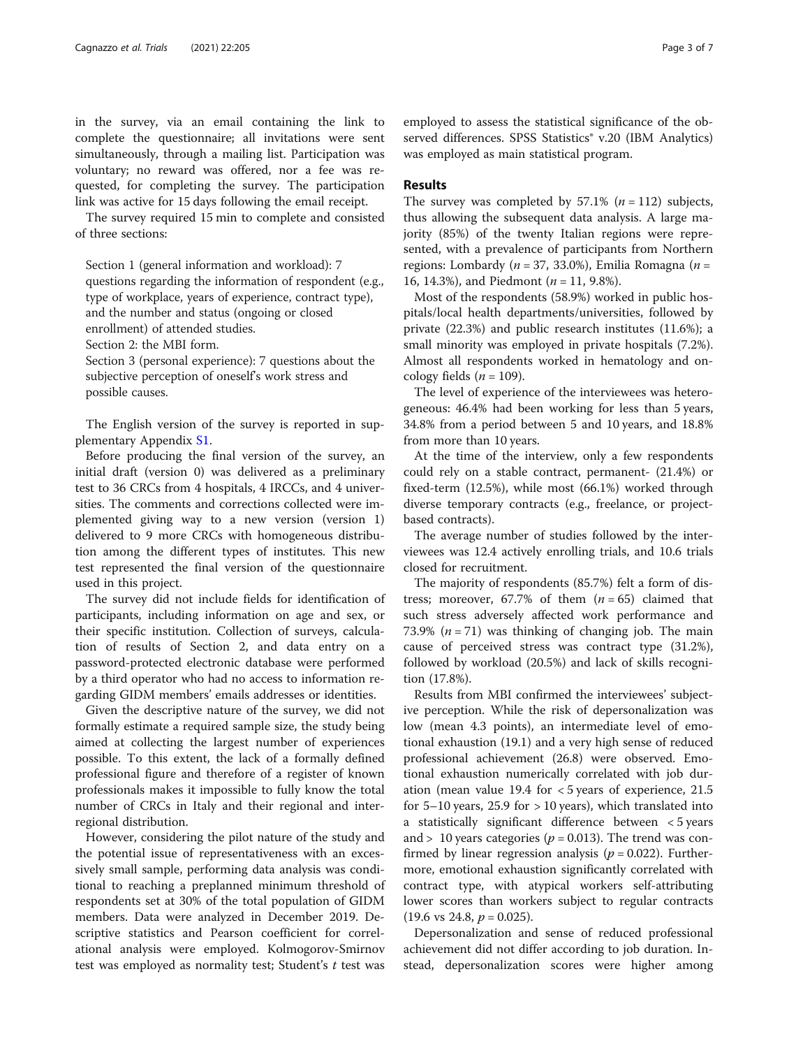in the survey, via an email containing the link to complete the questionnaire; all invitations were sent simultaneously, through a mailing list. Participation was voluntary; no reward was offered, nor a fee was requested, for completing the survey. The participation link was active for 15 days following the email receipt.

The survey required 15 min to complete and consisted of three sections:

Section 1 (general information and workload): 7 questions regarding the information of respondent (e.g., type of workplace, years of experience, contract type), and the number and status (ongoing or closed enrollment) of attended studies.

Section 2: the MBI form.

Section 3 (personal experience): 7 questions about the subjective perception of oneself's work stress and possible causes.

The English version of the survey is reported in supplementary Appendix S1.

Before producing the final version of the survey, an initial draft (version 0) was delivered as a preliminary test to 36 CRCs from 4 hospitals, 4 IRCCs, and 4 universities. The comments and corrections collected were implemented giving way to a new version (version 1) delivered to 9 more CRCs with homogeneous distribution among the different types of institutes. This new test represented the final version of the questionnaire used in this project.

The survey did not include fields for identification of participants, including information on age and sex, or their specific institution. Collection of surveys, calculation of results of Section 2, and data entry on a password-protected electronic database were performed by a third operator who had no access to information regarding GIDM members' emails addresses or identities.

Given the descriptive nature of the survey, we did not formally estimate a required sample size, the study being aimed at collecting the largest number of experiences possible. To this extent, the lack of a formally defined professional figure and therefore of a register of known professionals makes it impossible to fully know the total number of CRCs in Italy and their regional and interregional distribution.

However, considering the pilot nature of the study and the potential issue of representativeness with an excessively small sample, performing data analysis was conditional to reaching a preplanned minimum threshold of respondents set at 30% of the total population of GIDM members. Data were analyzed in December 2019. Descriptive statistics and Pearson coefficient for correlational analysis were employed. Kolmogorov-Smirnov test was employed as normality test; Student's $t$ test was employed to assess the statistical significance of the observed differences. SPSS Statistics® v.20 (IBM Analytics) was employed as main statistical program.

## Results

The survey was completed by 57.1% ($n = 112$) subjects, thus allowing the subsequent data analysis. A large majority (85%) of the twenty Italian regions were represented, with a prevalence of participants from Northern regions: Lombardy ($n = 37$, 33.0%), Emilia Romagna ($n = 16$, 14.3%), and Piedmont ($n = 11$, 9.8%).

Most of the respondents (58.9%) worked in public hospitals/local health departments/universities, followed by private (22.3%) and public research institutes (11.6%); a small minority was employed in private hospitals (7.2%). Almost all respondents worked in hematology and oncology fields ($n = 109$).

The level of experience of the interviewees was heterogeneous: 46.4% had been working for less than 5 years, 34.8% from a period between 5 and 10 years, and 18.8% from more than 10 years.

At the time of the interview, only a few respondents could rely on a stable contract, permanent- (21.4%) or fixed-term (12.5%), while most (66.1%) worked through diverse temporary contracts (e.g., freelance, or project-based contracts).

The average number of studies followed by the interviewees was 12.4 actively enrolling trials, and 10.6 trials closed for recruitment.

The majority of respondents (85.7%) felt a form of distress; moreover, 67.7% of them ($n = 65$) claimed that such stress adversely affected work performance and 73.9% ($n = 71$) was thinking of changing job. The main cause of perceived stress was contract type (31.2%), followed by workload (20.5%) and lack of skills recognition (17.8%).

Results from MBI confirmed the interviewees' subjective perception. While the risk of depersonalization was low (mean 4.3 points), an intermediate level of emotional exhaustion (19.1) and a very high sense of reduced professional achievement (26.8) were observed. Emotional exhaustion numerically correlated with job duration (mean value 19.4 for < 5 years of experience, 21.5 for 5–10 years, 25.9 for > 10 years), which translated into a statistically significant difference between < 5 years and > 10 years categories ($p = 0.013$). The trend was confirmed by linear regression analysis ($p = 0.022$). Furthermore, emotional exhaustion significantly correlated with contract type, with atypical workers self-attributing lower scores than workers subject to regular contracts (19.6 vs 24.8, $p = 0.025$).

Depersonalization and sense of reduced professional achievement did not differ according to job duration. Instead, depersonalization scores were higher among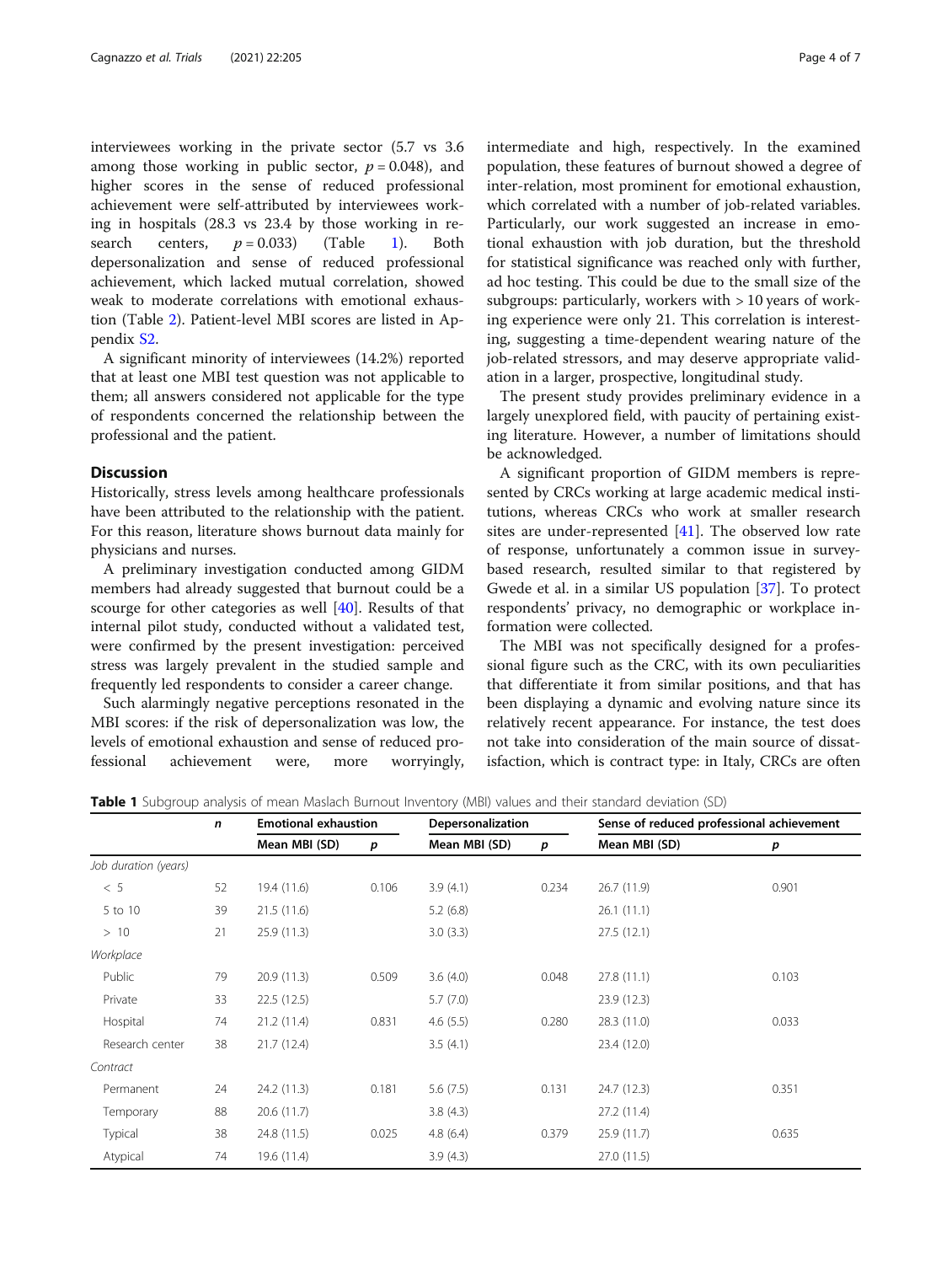interviewees working in the private sector (5.7 vs 3.6 among those working in public sector, $p = 0.048$), and higher scores in the sense of reduced professional achievement were self-attributed by interviewees working in hospitals (28.3 vs 23.4 by those working in research centers, $p = 0.033$) (Table 1). Both depersonalization and sense of reduced professional achievement, which lacked mutual correlation, showed weak to moderate correlations with emotional exhaustion (Table 2). Patient-level MBI scores are listed in Appendix S2.

A significant minority of interviewees (14.2%) reported that at least one MBI test question was not applicable to them; all answers considered not applicable for the type of respondents concerned the relationship between the professional and the patient.

## Discussion

Historically, stress levels among healthcare professionals have been attributed to the relationship with the patient. For this reason, literature shows burnout data mainly for physicians and nurses.

A preliminary investigation conducted among GIDM members had already suggested that burnout could be a scourge for other categories as well [40]. Results of that internal pilot study, conducted without a validated test, were confirmed by the present investigation: perceived stress was largely prevalent in the studied sample and frequently led respondents to consider a career change.

Such alarmingly negative perceptions resonated in the MBI scores: if the risk of depersonalization was low, the levels of emotional exhaustion and sense of reduced professional achievement were, more worryingly, intermediate and high, respectively. In the examined population, these features of burnout showed a degree of inter-relation, most prominent for emotional exhaustion, which correlated with a number of job-related variables. Particularly, our work suggested an increase in emotional exhaustion with job duration, but the threshold for statistical significance was reached only with further, ad hoc testing. This could be due to the small size of the subgroups: particularly, workers with > 10 years of working experience were only 21. This correlation is interesting, suggesting a time-dependent wearing nature of the job-related stressors, and may deserve appropriate validation in a larger, prospective, longitudinal study.

The present study provides preliminary evidence in a largely unexplored field, with paucity of pertaining existing literature. However, a number of limitations should be acknowledged.

A significant proportion of GIDM members is represented by CRCs working at large academic medical institutions, whereas CRCs who work at smaller research sites are under-represented [41]. The observed low rate of response, unfortunately a common issue in survey-based research, resulted similar to that registered by Gwede et al. in a similar US population [37]. To protect respondents' privacy, no demographic or workplace information were collected.

The MBI was not specifically designed for a professional figure such as the CRC, with its own peculiarities that differentiate it from similar positions, and that has been displaying a dynamic and evolving nature since its relatively recent appearance. For instance, the test does not take into consideration of the main source of dissatisfaction, which is contract type: in Italy, CRCs are often

**Table 1** Subgroup analysis of mean Maslach Burnout Inventory (MBI) values and their standard deviation (SD)

| | *n* | Emotional exhaustion | | Depersonalization | | Sense of reduced professional achievement | |
|---|---|---|---|---|---|---|---|
| | | Mean MBI (SD) | *p* | Mean MBI (SD) | *p* | Mean MBI (SD) | *p* |
| *Job duration (years)* | | | | | | | |
| < 5 | 52 | 19.4 (11.6) | 0.106 | 3.9 (4.1) | 0.234 | 26.7 (11.9) | 0.901 |
| 5 to 10 | 39 | 21.5 (11.6) | | 5.2 (6.8) | | 26.1 (11.1) | |
| > 10 | 21 | 25.9 (11.3) | | 3.0 (3.3) | | 27.5 (12.1) | |
| *Workplace* | | | | | | | |
| Public | 79 | 20.9 (11.3) | 0.509 | 3.6 (4.0) | 0.048 | 27.8 (11.1) | 0.103 |
| Private | 33 | 22.5 (12.5) | | 5.7 (7.0) | | 23.9 (12.3) | |
| Hospital | 74 | 21.2 (11.4) | 0.831 | 4.6 (5.5) | 0.280 | 28.3 (11.0) | 0.033 |
| Research center | 38 | 21.7 (12.4) | | 3.5 (4.1) | | 23.4 (12.0) | |
| *Contract* | | | | | | | |
| Permanent | 24 | 24.2 (11.3) | 0.181 | 5.6 (7.5) | 0.131 | 24.7 (12.3) | 0.351 |
| Temporary | 88 | 20.6 (11.7) | | 3.8 (4.3) | | 27.2 (11.4) | |
| Typical | 38 | 24.8 (11.5) | 0.025 | 4.8 (6.4) | 0.379 | 25.9 (11.7) | 0.635 |
| Atypical | 74 | 19.6 (11.4) | | 3.9 (4.3) | | 27.0 (11.5) | |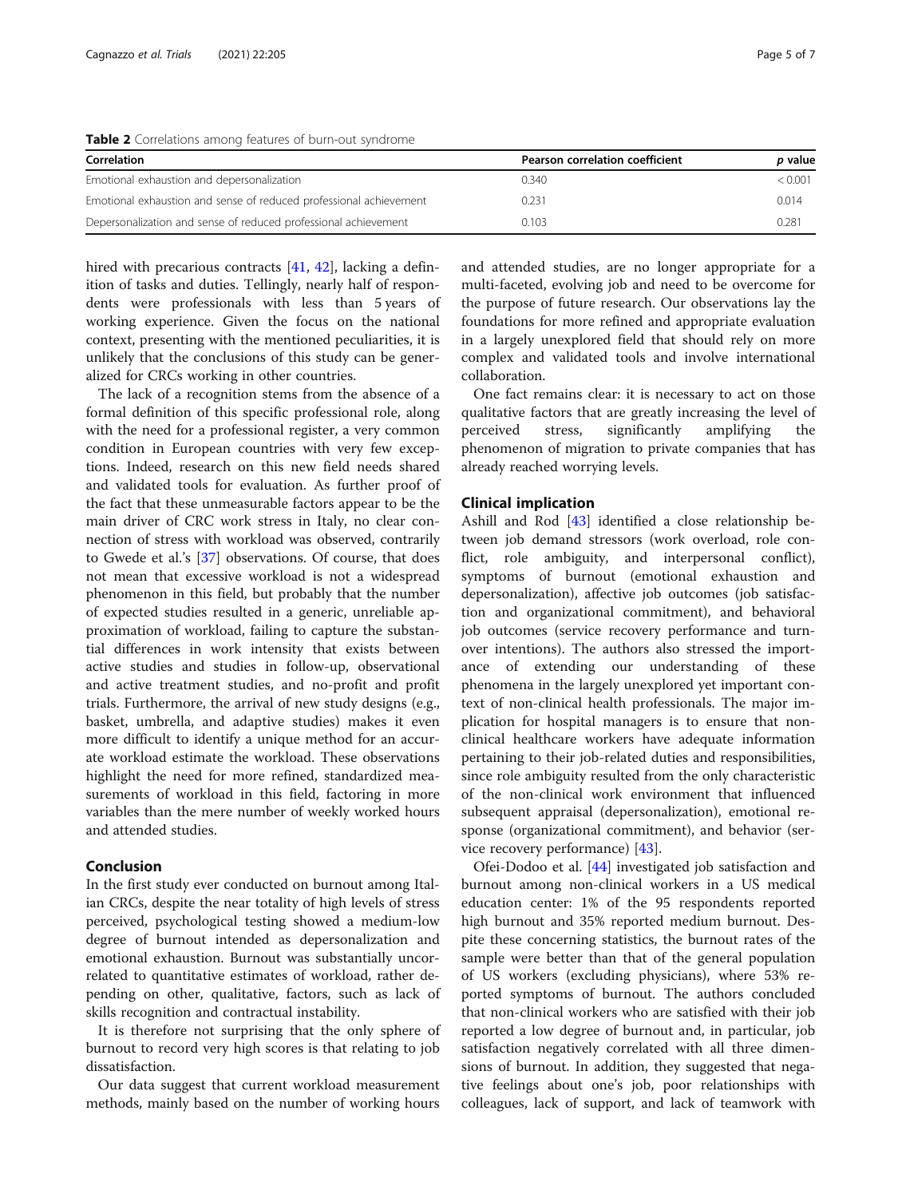**Table 2** Correlations among features of burn-out syndrome

| Correlation | Pearson correlation coefficient | *p* value |
|---|---|---|
| Emotional exhaustion and depersonalization | 0.340 | < 0.001 |
| Emotional exhaustion and sense of reduced professional achievement | 0.231 | 0.014 |
| Depersonalization and sense of reduced professional achievement | 0.103 | 0.281 |

hired with precarious contracts [41, 42], lacking a definition of tasks and duties. Tellingly, nearly half of respondents were professionals with less than 5 years of working experience. Given the focus on the national context, presenting with the mentioned peculiarities, it is unlikely that the conclusions of this study can be generalized for CRCs working in other countries.

The lack of a recognition stems from the absence of a formal definition of this specific professional role, along with the need for a professional register, a very common condition in European countries with very few exceptions. Indeed, research on this new field needs shared and validated tools for evaluation. As further proof of the fact that these unmeasurable factors appear to be the main driver of CRC work stress in Italy, no clear connection of stress with workload was observed, contrarily to Gwede et al.'s [37] observations. Of course, that does not mean that excessive workload is not a widespread phenomenon in this field, but probably that the number of expected studies resulted in a generic, unreliable approximation of workload, failing to capture the substantial differences in work intensity that exists between active studies and studies in follow-up, observational and active treatment studies, and no-profit and profit trials. Furthermore, the arrival of new study designs (e.g., basket, umbrella, and adaptive studies) makes it even more difficult to identify a unique method for an accurate workload estimate the workload. These observations highlight the need for more refined, standardized measurements of workload in this field, factoring in more variables than the mere number of weekly worked hours and attended studies.

## Conclusion

In the first study ever conducted on burnout among Italian CRCs, despite the near totality of high levels of stress perceived, psychological testing showed a medium-low degree of burnout intended as depersonalization and emotional exhaustion. Burnout was substantially uncorrelated to quantitative estimates of workload, rather depending on other, qualitative, factors, such as lack of skills recognition and contractual instability.

It is therefore not surprising that the only sphere of burnout to record very high scores is that relating to job dissatisfaction.

Our data suggest that current workload measurement methods, mainly based on the number of working hours and attended studies, are no longer appropriate for a multi-faceted, evolving job and need to be overcome for the purpose of future research. Our observations lay the foundations for more refined and appropriate evaluation in a largely unexplored field that should rely on more complex and validated tools and involve international collaboration.

One fact remains clear: it is necessary to act on those qualitative factors that are greatly increasing the level of perceived stress, significantly amplifying the phenomenon of migration to private companies that has already reached worrying levels.

## Clinical implication

Ashill and Rod [43] identified a close relationship between job demand stressors (work overload, role conflict, role ambiguity, and interpersonal conflict), symptoms of burnout (emotional exhaustion and depersonalization), affective job outcomes (job satisfaction and organizational commitment), and behavioral job outcomes (service recovery performance and turnover intentions). The authors also stressed the importance of extending our understanding of these phenomena in the largely unexplored yet important context of non-clinical health professionals. The major implication for hospital managers is to ensure that non-clinical healthcare workers have adequate information pertaining to their job-related duties and responsibilities, since role ambiguity resulted from the only characteristic of the non-clinical work environment that influenced subsequent appraisal (depersonalization), emotional response (organizational commitment), and behavior (service recovery performance) [43].

Ofei-Dodoo et al. [44] investigated job satisfaction and burnout among non-clinical workers in a US medical education center: 1% of the 95 respondents reported high burnout and 35% reported medium burnout. Despite these concerning statistics, the burnout rates of the sample were better than that of the general population of US workers (excluding physicians), where 53% reported symptoms of burnout. The authors concluded that non-clinical workers who are satisfied with their job reported a low degree of burnout and, in particular, job satisfaction negatively correlated with all three dimensions of burnout. In addition, they suggested that negative feelings about one's job, poor relationships with colleagues, lack of support, and lack of teamwork with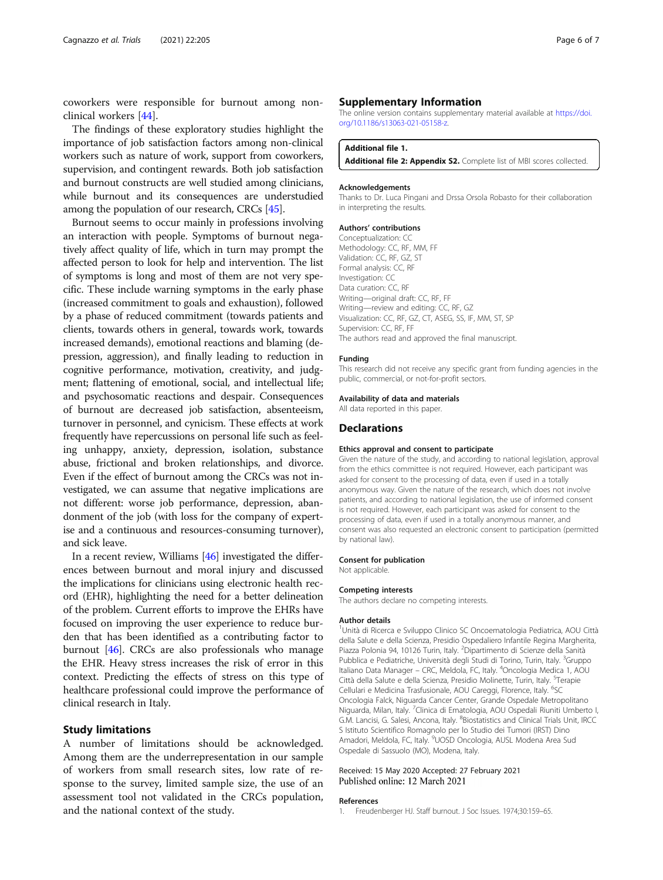coworkers were responsible for burnout among non-clinical workers [44].

The findings of these exploratory studies highlight the importance of job satisfaction factors among non-clinical workers such as nature of work, support from coworkers, supervision, and contingent rewards. Both job satisfaction and burnout constructs are well studied among clinicians, while burnout and its consequences are understudied among the population of our research, CRCs [45].

Burnout seems to occur mainly in professions involving an interaction with people. Symptoms of burnout negatively affect quality of life, which in turn may prompt the affected person to look for help and intervention. The list of symptoms is long and most of them are not very specific. These include warning symptoms in the early phase (increased commitment to goals and exhaustion), followed by a phase of reduced commitment (towards patients and clients, towards others in general, towards work, towards increased demands), emotional reactions and blaming (depression, aggression), and finally leading to reduction in cognitive performance, motivation, creativity, and judgment; flattening of emotional, social, and intellectual life; and psychosomatic reactions and despair. Consequences of burnout are decreased job satisfaction, absenteeism, turnover in personnel, and cynicism. These effects at work frequently have repercussions on personal life such as feeling unhappy, anxiety, depression, isolation, substance abuse, frictional and broken relationships, and divorce. Even if the effect of burnout among the CRCs was not investigated, we can assume that negative implications are not different: worse job performance, depression, abandonment of the job (with loss for the company of expertise and a continuous and resources-consuming turnover), and sick leave.

In a recent review, Williams [46] investigated the differences between burnout and moral injury and discussed the implications for clinicians using electronic health record (EHR), highlighting the need for a better delineation of the problem. Current efforts to improve the EHRs have focused on improving the user experience to reduce burden that has been identified as a contributing factor to burnout [46]. CRCs are also professionals who manage the EHR. Heavy stress increases the risk of error in this context. Predicting the effects of stress on this type of healthcare professional could improve the performance of clinical research in Italy.

## Study limitations

A number of limitations should be acknowledged. Among them are the underrepresentation in our sample of workers from small research sites, low rate of response to the survey, limited sample size, the use of an assessment tool not validated in the CRCs population, and the national context of the study.

## Supplementary Information

The online version contains supplementary material available at https://doi.org/10.1186/s13063-021-05158-z.

**Additional file 1.**
**Additional file 2: Appendix S2.** Complete list of MBI scores collected.

### Acknowledgements

Thanks to Dr. Luca Pingani and Drssa Orsola Robasto for their collaboration in interpreting the results.

### Authors' contributions

Conceptualization: CC
Methodology: CC, RF, MM, FF
Validation: CC, RF, GZ, ST
Formal analysis: CC, RF
Investigation: CC
Data curation: CC, RF
Writing—original draft: CC, RF, FF
Writing—review and editing: CC, RF, GZ
Visualization: CC, RF, GZ, CT, ASEG, SS, IF, MM, ST, SP
Supervision: CC, RF, FF
The authors read and approved the final manuscript.

### Funding

This research did not receive any specific grant from funding agencies in the public, commercial, or not-for-profit sectors.

### Availability of data and materials

All data reported in this paper.

## Declarations

### Ethics approval and consent to participate

Given the nature of the study, and according to national legislation, approval from the ethics committee is not required. However, each participant was asked for consent to the processing of data, even if used in a totally anonymous way. Given the nature of the research, which does not involve patients, and according to national legislation, the use of informed consent is not required. However, each participant was asked for consent to the processing of data, even if used in a totally anonymous manner, and consent was also requested an electronic consent to participation (permitted by national law).

### Consent for publication

Not applicable.

### Competing interests

The authors declare no competing interests.

### Author details

[1]Unità di Ricerca e Sviluppo Clinico SC Oncoematologia Pediatrica, AOU Città della Salute e della Scienza, Presidio Ospedaliero Infantile Regina Margherita, Piazza Polonia 94, 10126 Turin, Italy. [2]Dipartimento di Scienze della Sanità Pubblica e Pediatriche, Università degli Studi di Torino, Turin, Italy. [3]Gruppo Italiano Data Manager – CRC, Meldola, FC, Italy. [4]Oncologia Medica 1, AOU Città della Salute e della Scienza, Presidio Molinette, Turin, Italy. [5]Terapie Cellulari e Medicina Trasfusionale, AOU Careggi, Florence, Italy. [6]SC Oncologia Falck, Niguarda Cancer Center, Grande Ospedale Metropolitano Niguarda, Milan, Italy. [7]Clinica di Ematologia, AOU Ospedali Riuniti Umberto I, G.M. Lancisi, G. Salesi, Ancona, Italy. [8]Biostatistics and Clinical Trials Unit, IRCCS Istituto Scientifico Romagnolo per lo Studio dei Tumori (IRST) Dino Amadori, Meldola, FC, Italy. [9]UOSD Oncologia, AUSL Modena Area Sud Ospedale di Sassuolo (MO), Modena, Italy.

Received: 15 May 2020 Accepted: 27 February 2021
Published online: 12 March 2021

### References

1. Freudenberger HJ. Staff burnout. J Soc Issues. 1974;30:159–65.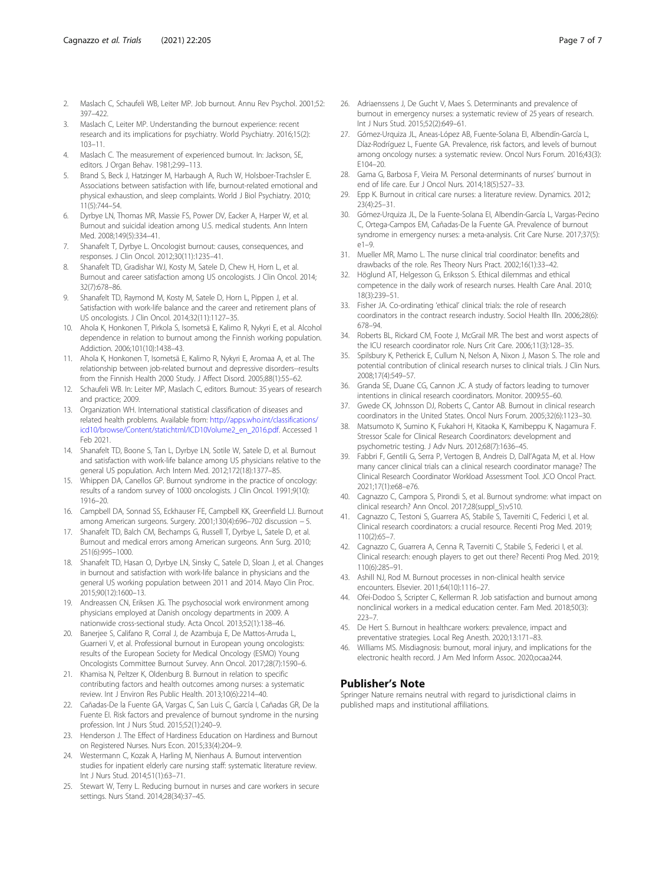2. Maslach C, Schaufeli WB, Leiter MP. Job burnout. Annu Rev Psychol. 2001;52: 397–422.
3. Maslach C, Leiter MP. Understanding the burnout experience: recent research and its implications for psychiatry. World Psychiatry. 2016;15(2): 103–11.
4. Maslach C. The measurement of experienced burnout. In: Jackson, SE, editors. J Organ Behav. 1981;2:99–113.
5. Brand S, Beck J, Hatzinger M, Harbaugh A, Ruch W, Holsboer-Trachsler E. Associations between satisfaction with life, burnout-related emotional and physical exhaustion, and sleep complaints. World J Biol Psychiatry. 2010; 11(5):744–54.
6. Dyrbye LN, Thomas MR, Massie FS, Power DV, Eacker A, Harper W, et al. Burnout and suicidal ideation among U.S. medical students. Ann Intern Med. 2008;149(5):334–41.
7. Shanafelt T, Dyrbye L. Oncologist burnout: causes, consequences, and responses. J Clin Oncol. 2012;30(11):1235–41.
8. Shanafelt TD, Gradishar WJ, Kosty M, Satele D, Chew H, Horn L, et al. Burnout and career satisfaction among US oncologists. J Clin Oncol. 2014; 32(7):678–86.
9. Shanafelt TD, Raymond M, Kosty M, Satele D, Horn L, Pippen J, et al. Satisfaction with work-life balance and the career and retirement plans of US oncologists. J Clin Oncol. 2014;32(11):1127–35.
10. Ahola K, Honkonen T, Pirkola S, Isometsä E, Kalimo R, Nykyri E, et al. Alcohol dependence in relation to burnout among the Finnish working population. Addiction. 2006;101(10):1438–43.
11. Ahola K, Honkonen T, Isometsä E, Kalimo R, Nykyri E, Aromaa A, et al. The relationship between job-related burnout and depressive disorders--results from the Finnish Health 2000 Study. J Affect Disord. 2005;88(1):55–62.
12. Schaufeli WB. In: Leiter MP, Maslach C, editors. Burnout: 35 years of research and practice; 2009.
13. Organization WH. International statistical classification of diseases and related health problems. Available from: http://apps.who.int/classifications/icd10/browse/Content/statichtml/ICD10Volume2_en_2016.pdf. Accessed 1 Feb 2021.
14. Shanafelt TD, Boone S, Tan L, Dyrbye LN, Sotile W, Satele D, et al. Burnout and satisfaction with work-life balance among US physicians relative to the general US population. Arch Intern Med. 2012;172(18):1377–85.
15. Whippen DA, Canellos GP. Burnout syndrome in the practice of oncology: results of a random survey of 1000 oncologists. J Clin Oncol. 1991;9(10): 1916–20.
16. Campbell DA, Sonnad SS, Eckhauser FE, Campbell KK, Greenfield LJ. Burnout among American surgeons. Surgery. 2001;130(4):696–702 discussion − 5.
17. Shanafelt TD, Balch CM, Bechamps G, Russell T, Dyrbye L, Satele D, et al. Burnout and medical errors among American surgeons. Ann Surg. 2010; 251(6):995–1000.
18. Shanafelt TD, Hasan O, Dyrbye LN, Sinsky C, Satele D, Sloan J, et al. Changes in burnout and satisfaction with work-life balance in physicians and the general US working population between 2011 and 2014. Mayo Clin Proc. 2015;90(12):1600–13.
19. Andreassen CN, Eriksen JG. The psychosocial work environment among physicians employed at Danish oncology departments in 2009. A nationwide cross-sectional study. Acta Oncol. 2013;52(1):138–46.
20. Banerjee S, Califano R, Corral J, de Azambuja E, De Mattos-Arruda L, Guarneri V, et al. Professional burnout in European young oncologists: results of the European Society for Medical Oncology (ESMO) Young Oncologists Committee Burnout Survey. Ann Oncol. 2017;28(7):1590–6.
21. Khamisa N, Peltzer K, Oldenburg B. Burnout in relation to specific contributing factors and health outcomes among nurses: a systematic review. Int J Environ Res Public Health. 2013;10(6):2214–40.
22. Cañadas-De la Fuente GA, Vargas C, San Luis C, García I, Cañadas GR, De la Fuente EI. Risk factors and prevalence of burnout syndrome in the nursing profession. Int J Nurs Stud. 2015;52(1):240–9.
23. Henderson J. The Effect of Hardiness Education on Hardiness and Burnout on Registered Nurses. Nurs Econ. 2015;33(4):204–9.
24. Westermann C, Kozak A, Harling M, Nienhaus A. Burnout intervention studies for inpatient elderly care nursing staff: systematic literature review. Int J Nurs Stud. 2014;51(1):63–71.
25. Stewart W, Terry L. Reducing burnout in nurses and care workers in secure settings. Nurs Stand. 2014;28(34):37–45.
26. Adriaenssens J, De Gucht V, Maes S. Determinants and prevalence of burnout in emergency nurses: a systematic review of 25 years of research. Int J Nurs Stud. 2015;52(2):649–61.
27. Gómez-Urquiza JL, Aneas-López AB, Fuente-Solana EI, Albendín-García L, Díaz-Rodríguez L, Fuente GA. Prevalence, risk factors, and levels of burnout among oncology nurses: a systematic review. Oncol Nurs Forum. 2016;43(3): E104–20.
28. Gama G, Barbosa F, Vieira M. Personal determinants of nurses' burnout in end of life care. Eur J Oncol Nurs. 2014;18(5):527–33.
29. Epp K. Burnout in critical care nurses: a literature review. Dynamics. 2012; 23(4):25–31.
30. Gómez-Urquiza JL, De la Fuente-Solana EI, Albendín-García L, Vargas-Pecino C, Ortega-Campos EM, Cañadas-De la Fuente GA. Prevalence of burnout syndrome in emergency nurses: a meta-analysis. Crit Care Nurse. 2017;37(5): e1–9.
31. Mueller MR, Mamo L. The nurse clinical trial coordinator: benefits and drawbacks of the role. Res Theory Nurs Pract. 2002;16(1):33–42.
32. Höglund AT, Helgesson G, Eriksson S. Ethical dilemmas and ethical competence in the daily work of research nurses. Health Care Anal. 2010; 18(3):239–51.
33. Fisher JA. Co-ordinating 'ethical' clinical trials: the role of research coordinators in the contract research industry. Sociol Health Illn. 2006;28(6): 678–94.
34. Roberts BL, Rickard CM, Foote J, McGrail MR. The best and worst aspects of the ICU research coordinator role. Nurs Crit Care. 2006;11(3):128–35.
35. Spilsbury K, Petherick E, Cullum N, Nelson A, Nixon J, Mason S. The role and potential contribution of clinical research nurses to clinical trials. J Clin Nurs. 2008;17(4):549–57.
36. Granda SE, Duane CG, Cannon JC. A study of factors leading to turnover intentions in clinical research coordinators. Monitor. 2009:55–60.
37. Gwede CK, Johnsson DJ, Roberts C, Cantor AB. Burnout in clinical research coordinators in the United States. Oncol Nurs Forum. 2005;32(6):1123–30.
38. Matsumoto K, Sumino K, Fukahori H, Kitaoka K, Kamibeppu K, Nagamura F. Stressor Scale for Clinical Research Coordinators: development and psychometric testing. J Adv Nurs. 2012;68(7):1636–45.
39. Fabbri F, Gentili G, Serra P, Vertogen B, Andreis D, Dall'Agata M, et al. How many cancer clinical trials can a clinical research coordinator manage? The Clinical Research Coordinator Workload Assessment Tool. JCO Oncol Pract. 2021;17(1):e68–e76.
40. Cagnazzo C, Campora S, Pirondi S, et al. Burnout syndrome: what impact on clinical research? Ann Oncol. 2017;28(suppl_5):v510.
41. Cagnazzo C, Testoni S, Guarrera AS, Stabile S, Taverniti C, Federici I, et al. Clinical research coordinators: a crucial resource. Recenti Prog Med. 2019; 110(2):65–7.
42. Cagnazzo C, Guarrera A, Cenna R, Taverniti C, Stabile S, Federici I, et al. Clinical research: enough players to get out there? Recenti Prog Med. 2019; 110(6):285–91.
43. Ashill NJ, Rod M. Burnout processes in non-clinical health service encounters. Elsevier. 2011;64(10):1116–27.
44. Ofei-Dodoo S, Scripter C, Kellerman R. Job satisfaction and burnout among nonclinical workers in a medical education center. Fam Med. 2018;50(3): 223–7.
45. De Hert S. Burnout in healthcare workers: prevalence, impact and preventative strategies. Local Reg Anesth. 2020;13:171–83.
46. Williams MS. Misdiagnosis: burnout, moral injury, and implications for the electronic health record. J Am Med Inform Assoc. 2020;ocaa244.

## Publisher's Note

Springer Nature remains neutral with regard to jurisdictional claims in published maps and institutional affiliations.